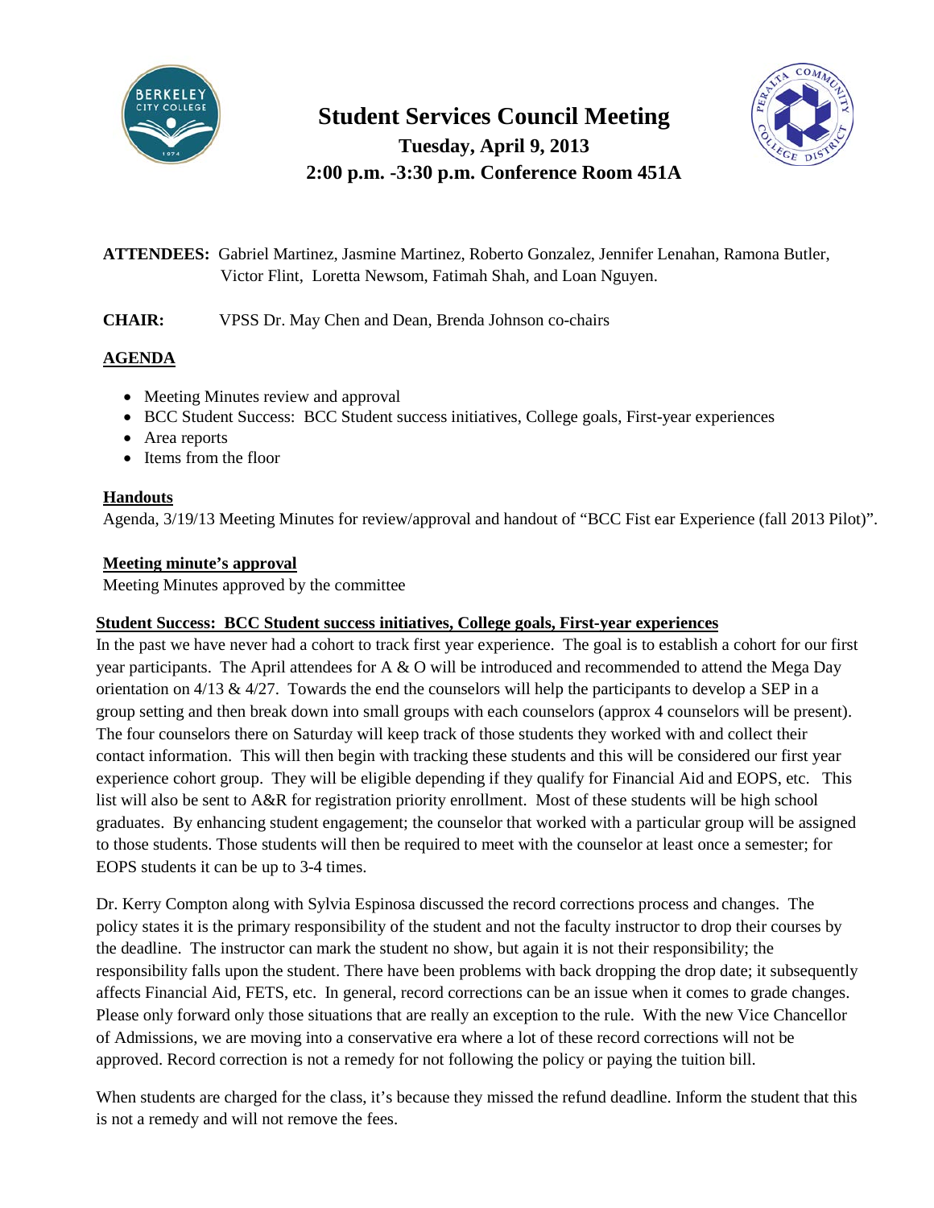# Student Services Council Meeting

**Tuesday, April 9, 2013**

**2:00 p.m. -3:30 p.m. Conference Room 451A**

**ATTENDEES:** Gabriel Martinez, Jasmine Martinez, Roberto Gonzalez, Jennifer Lenahan, Ramona Butler, Victor Flint, Loretta Newsom, Fatimah Shah, and Loan Nguyen.

**CHAIR:** VPSS Dr. May Chen and Dean, Brenda Johnson co-chairs

## AGENDA

- Meeting Minutes review and approval
- BCC Student Success: BCC Student success initiatives, College goals, First-year experiences
- Area reports
- Items from the floor

## Handouts

Agenda, 3/19/13 Meeting Minutes for review/approval and handout of "BCC Fist ear Experience (fall 2013 Pilot)".

## Meeting minute's approval

Meeting Minutes approved by the committee

## Student Success: BCC Student success initiatives, College goals, First-year experiences

In the past we have never had a cohort to track first year experience. The goal is to establish a cohort for our first year participants. The April attendees for A & O will be introduced and recommended to attend the Mega Day orientation on 4/13 & 4/27. Towards the end the counselors will help the participants to develop a SEP in a group setting and then break down into small groups with each counselors (approx 4 counselors will be present). The four counselors there on Saturday will keep track of those students they worked with and collect their contact information. This will then begin with tracking these students and this will be considered our first year experience cohort group. They will be eligible depending if they qualify for Financial Aid and EOPS, etc. This list will also be sent to A&R for registration priority enrollment. Most of these students will be high school graduates. By enhancing student engagement; the counselor that worked with a particular group will be assigned to those students. Those students will then be required to meet with the counselor at least once a semester; for EOPS students it can be up to 3-4 times.

Dr. Kerry Compton along with Sylvia Espinosa discussed the record corrections process and changes. The policy states it is the primary responsibility of the student and not the faculty instructor to drop their courses by the deadline. The instructor can mark the student no show, but again it is not their responsibility; the responsibility falls upon the student. There have been problems with back dropping the drop date; it subsequently affects Financial Aid, FETS, etc. In general, record corrections can be an issue when it comes to grade changes. Please only forward only those situations that are really an exception to the rule. With the new Vice Chancellor of Admissions, we are moving into a conservative era where a lot of these record corrections will not be approved. Record correction is not a remedy for not following the policy or paying the tuition bill.

When students are charged for the class, it's because they missed the refund deadline. Inform the student that this is not a remedy and will not remove the fees.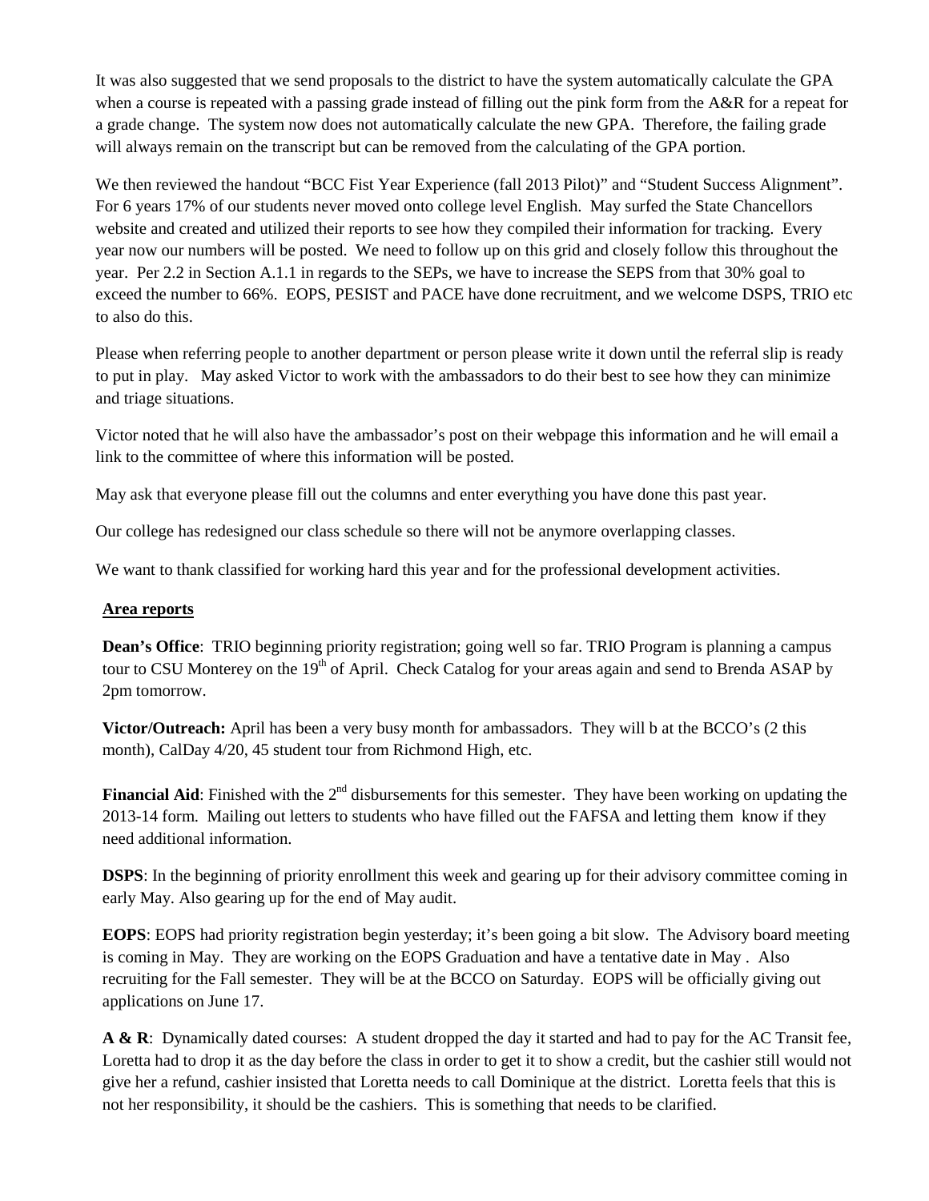It was also suggested that we send proposals to the district to have the system automatically calculate the GPA when a course is repeated with a passing grade instead of filling out the pink form from the A&R for a repeat for a grade change. The system now does not automatically calculate the new GPA. Therefore, the failing grade will always remain on the transcript but can be removed from the calculating of the GPA portion.

We then reviewed the handout "BCC Fist Year Experience (fall 2013 Pilot)" and "Student Success Alignment". For 6 years 17% of our students never moved onto college level English. May surfed the State Chancellors website and created and utilized their reports to see how they compiled their information for tracking. Every year now our numbers will be posted. We need to follow up on this grid and closely follow this throughout the year. Per 2.2 in Section A.1.1 in regards to the SEPs, we have to increase the SEPS from that 30% goal to exceed the number to 66%. EOPS, PESIST and PACE have done recruitment, and we welcome DSPS, TRIO etc to also do this.

Please when referring people to another department or person please write it down until the referral slip is ready to put in play. May asked Victor to work with the ambassadors to do their best to see how they can minimize and triage situations.

Victor noted that he will also have the ambassador's post on their webpage this information and he will email a link to the committee of where this information will be posted.

May ask that everyone please fill out the columns and enter everything you have done this past year.

Our college has redesigned our class schedule so there will not be anymore overlapping classes.

We want to thank classified for working hard this year and for the professional development activities.

**Area reports**

**Dean's Office**: TRIO beginning priority registration; going well so far. TRIO Program is planning a campus tour to CSU Monterey on the 19th of April. Check Catalog for your areas again and send to Brenda ASAP by 2pm tomorrow.

**Victor/Outreach:** April has been a very busy month for ambassadors. They will b at the BCCO's (2 this month), CalDay 4/20, 45 student tour from Richmond High, etc.

**Financial Aid**: Finished with the 2nd disbursements for this semester. They have been working on updating the 2013-14 form. Mailing out letters to students who have filled out the FAFSA and letting them know if they need additional information.

**DSPS**: In the beginning of priority enrollment this week and gearing up for their advisory committee coming in early May. Also gearing up for the end of May audit.

**EOPS**: EOPS had priority registration begin yesterday; it's been going a bit slow. The Advisory board meeting is coming in May. They are working on the EOPS Graduation and have a tentative date in May . Also recruiting for the Fall semester. They will be at the BCCO on Saturday. EOPS will be officially giving out applications on June 17.

**A & R**: Dynamically dated courses: A student dropped the day it started and had to pay for the AC Transit fee, Loretta had to drop it as the day before the class in order to get it to show a credit, but the cashier still would not give her a refund, cashier insisted that Loretta needs to call Dominique at the district. Loretta feels that this is not her responsibility, it should be the cashiers. This is something that needs to be clarified.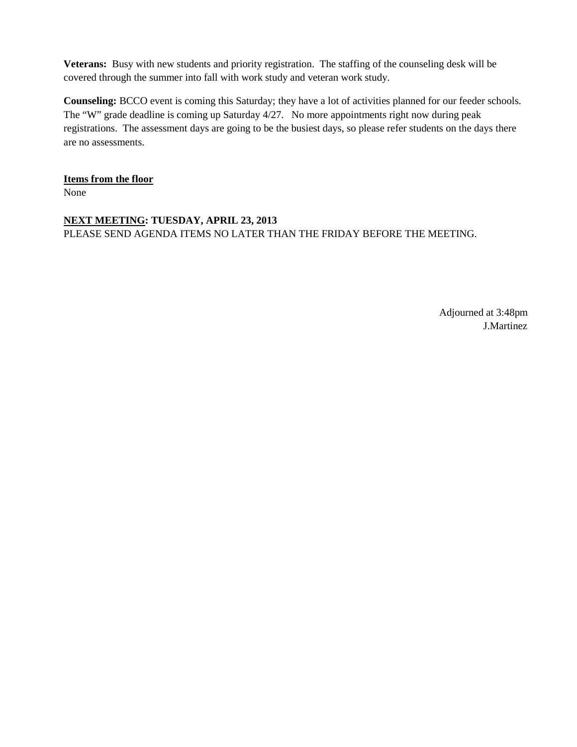**Veterans:** Busy with new students and priority registration. The staffing of the counseling desk will be covered through the summer into fall with work study and veteran work study.

**Counseling:** BCCO event is coming this Saturday; they have a lot of activities planned for our feeder schools. The "W" grade deadline is coming up Saturday 4/27. No more appointments right now during peak registrations. The assessment days are going to be the busiest days, so please refer students on the days there are no assessments.

**Items from the floor**

None

**NEXT MEETING: TUESDAY, APRIL 23, 2013**

PLEASE SEND AGENDA ITEMS NO LATER THAN THE FRIDAY BEFORE THE MEETING.

Adjourned at 3:48pm

J.Martinez